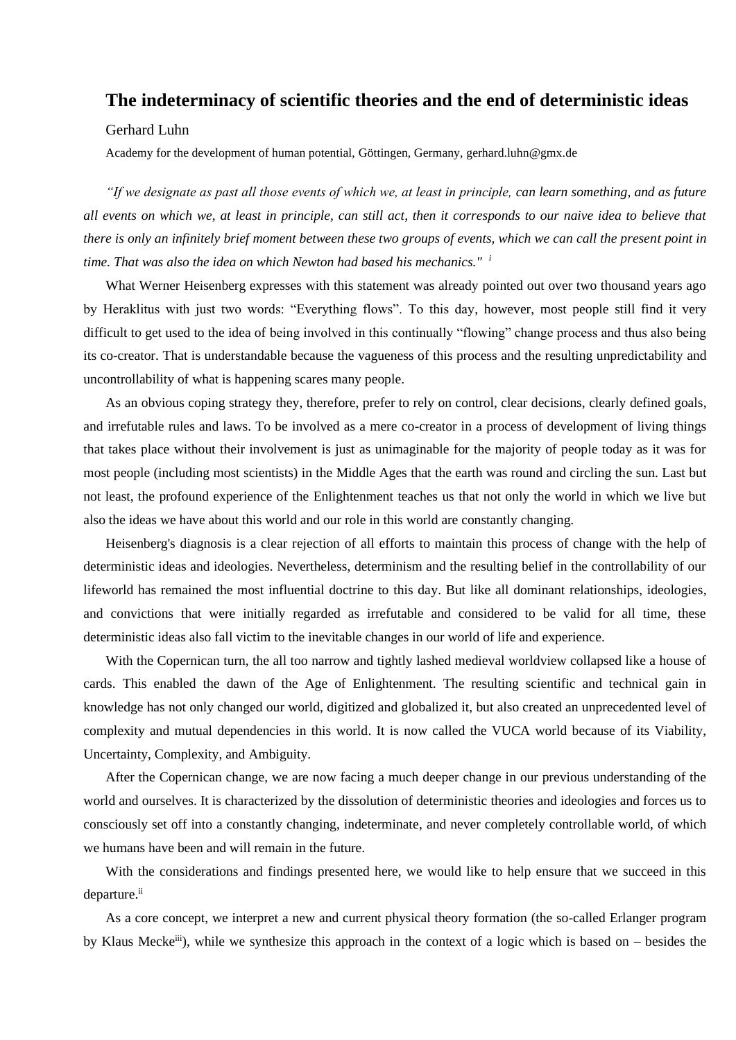# The indeterminacy of scientific theories and the end of deterministic ideas

Gerhard Luhn

Academy for the development of human potential, Göttingen, Germany, gerhard.luhn@gmx.de

*"If we designate as past all those events of which we, at least in principle, can learn something, and as future all events on which we, at least in principle, can still act, then it corresponds to our naive idea to believe that there is only an infinitely brief moment between these two groups of events, which we can call the present point in time. That was also the idea on which Newton had based his mechanics."* [i]

What Werner Heisenberg expresses with this statement was already pointed out over two thousand years ago by Heraklitus with just two words: "Everything flows". To this day, however, most people still find it very difficult to get used to the idea of being involved in this continually "flowing" change process and thus also being its co-creator. That is understandable because the vagueness of this process and the resulting unpredictability and uncontrollability of what is happening scares many people.

As an obvious coping strategy they, therefore, prefer to rely on control, clear decisions, clearly defined goals, and irrefutable rules and laws. To be involved as a mere co-creator in a process of development of living things that takes place without their involvement is just as unimaginable for the majority of people today as it was for most people (including most scientists) in the Middle Ages that the earth was round and circling the sun. Last but not least, the profound experience of the Enlightenment teaches us that not only the world in which we live but also the ideas we have about this world and our role in this world are constantly changing.

Heisenberg's diagnosis is a clear rejection of all efforts to maintain this process of change with the help of deterministic ideas and ideologies. Nevertheless, determinism and the resulting belief in the controllability of our lifeworld has remained the most influential doctrine to this day. But like all dominant relationships, ideologies, and convictions that were initially regarded as irrefutable and considered to be valid for all time, these deterministic ideas also fall victim to the inevitable changes in our world of life and experience.

With the Copernican turn, the all too narrow and tightly lashed medieval worldview collapsed like a house of cards. This enabled the dawn of the Age of Enlightenment. The resulting scientific and technical gain in knowledge has not only changed our world, digitized and globalized it, but also created an unprecedented level of complexity and mutual dependencies in this world. It is now called the VUCA world because of its Viability, Uncertainty, Complexity, and Ambiguity.

After the Copernican change, we are now facing a much deeper change in our previous understanding of the world and ourselves. It is characterized by the dissolution of deterministic theories and ideologies and forces us to consciously set off into a constantly changing, indeterminate, and never completely controllable world, of which we humans have been and will remain in the future.

With the considerations and findings presented here, we would like to help ensure that we succeed in this departure.[ii]

As a core concept, we interpret a new and current physical theory formation (the so-called Erlanger program by Klaus Mecke[iii]), while we synthesize this approach in the context of a logic which is based on – besides the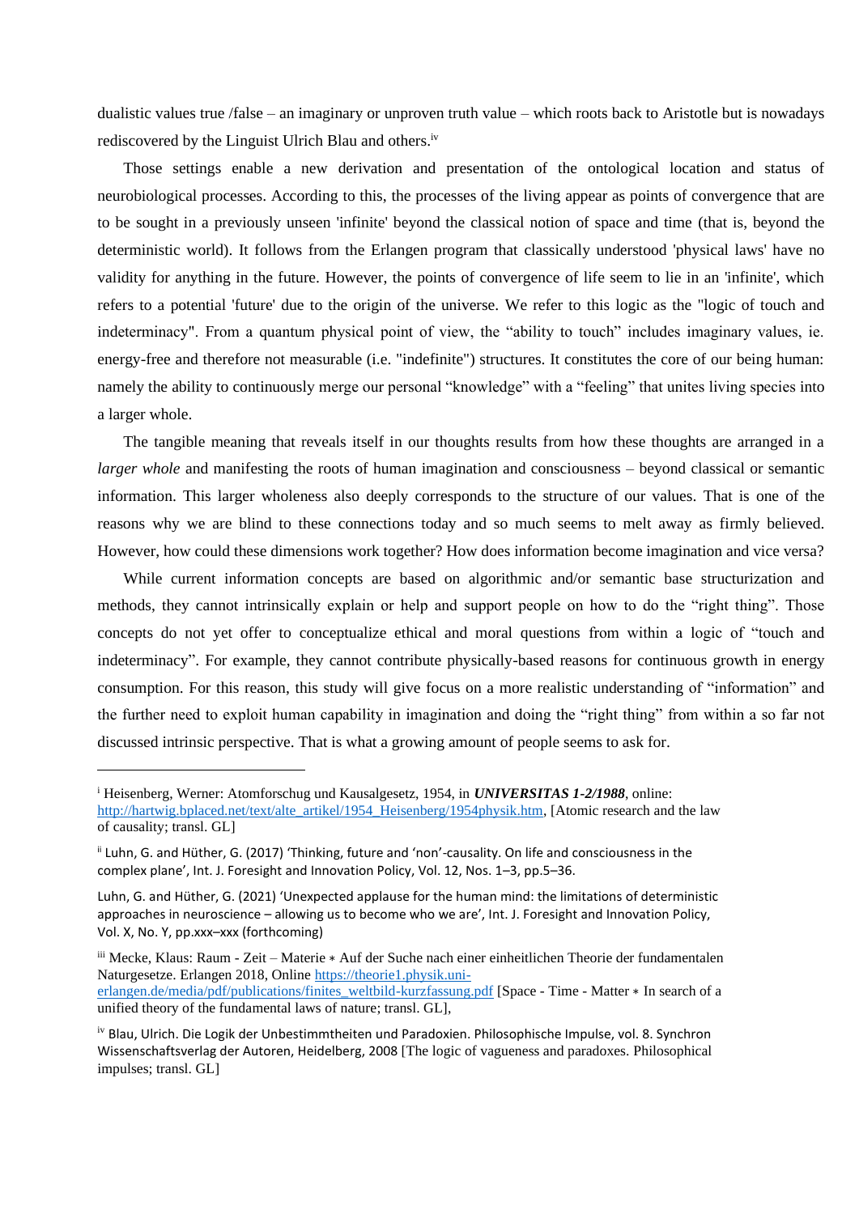dualistic values true /false – an imaginary or unproven truth value – which roots back to Aristotle but is nowadays rediscovered by the Linguist Ulrich Blau and others.[iv]

Those settings enable a new derivation and presentation of the ontological location and status of neurobiological processes. According to this, the processes of the living appear as points of convergence that are to be sought in a previously unseen 'infinite' beyond the classical notion of space and time (that is, beyond the deterministic world). It follows from the Erlangen program that classically understood 'physical laws' have no validity for anything in the future. However, the points of convergence of life seem to lie in an 'infinite', which refers to a potential 'future' due to the origin of the universe. We refer to this logic as the "logic of touch and indeterminacy". From a quantum physical point of view, the "ability to touch" includes imaginary values, ie. energy-free and therefore not measurable (i.e. "indefinite") structures. It constitutes the core of our being human: namely the ability to continuously merge our personal "knowledge" with a "feeling" that unites living species into a larger whole.

The tangible meaning that reveals itself in our thoughts results from how these thoughts are arranged in a *larger whole* and manifesting the roots of human imagination and consciousness – beyond classical or semantic information. This larger wholeness also deeply corresponds to the structure of our values. That is one of the reasons why we are blind to these connections today and so much seems to melt away as firmly believed. However, how could these dimensions work together? How does information become imagination and vice versa?

While current information concepts are based on algorithmic and/or semantic base structurization and methods, they cannot intrinsically explain or help and support people on how to do the "right thing". Those concepts do not yet offer to conceptualize ethical and moral questions from within a logic of "touch and indeterminacy". For example, they cannot contribute physically-based reasons for continuous growth in energy consumption. For this reason, this study will give focus on a more realistic understanding of "information" and the further need to exploit human capability in imagination and doing the "right thing" from within a so far not discussed intrinsic perspective. That is what a growing amount of people seems to ask for.

---

[i] Heisenberg, Werner: Atomforschug und Kausalgesetz, 1954, in ***UNIVERSITAS 1-2/1988***, online: http://hartwig.bplaced.net/text/alte_artikel/1954_Heisenberg/1954physik.htm, [Atomic research and the law of causality; transl. GL]

[ii] Luhn, G. and Hüther, G. (2017) 'Thinking, future and 'non'-causality. On life and consciousness in the complex plane', Int. J. Foresight and Innovation Policy, Vol. 12, Nos. 1–3, pp.5–36.

Luhn, G. and Hüther, G. (2021) 'Unexpected applause for the human mind: the limitations of deterministic approaches in neuroscience – allowing us to become who we are', Int. J. Foresight and Innovation Policy, Vol. X, No. Y, pp.xxx–xxx (forthcoming)

[iii] Mecke, Klaus: Raum - Zeit – Materie ∗ Auf der Suche nach einer einheitlichen Theorie der fundamentalen Naturgesetze. Erlangen 2018, Online https://theorie1.physik.uni-erlangen.de/media/pdf/publications/finites_weltbild-kurzfassung.pdf [Space - Time - Matter ∗ In search of a unified theory of the fundamental laws of nature; transl. GL],

[iv] Blau, Ulrich. Die Logik der Unbestimmtheiten und Paradoxien. Philosophische Impulse, vol. 8. Synchron Wissenschaftsverlag der Autoren, Heidelberg, 2008 [The logic of vagueness and paradoxes. Philosophical impulses; transl. GL]